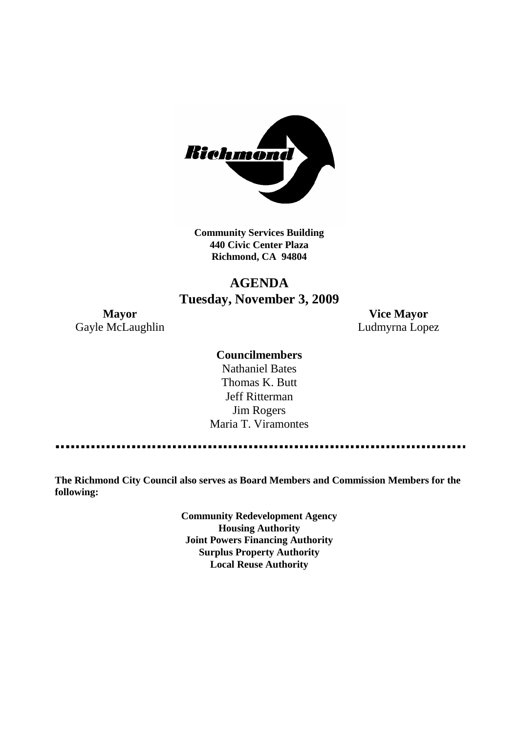**Community Services Building**
**440 Civic Center Plaza**
**Richmond, CA 94804**

# AGENDA
## Tuesday, November 3, 2009

**Mayor**
Gayle McLaughlin

**Vice Mayor**
Ludmyrna Lopez

**Councilmembers**
Nathaniel Bates
Thomas K. Butt
Jeff Ritterman
Jim Rogers
Maria T. Viramontes

**The Richmond City Council also serves as Board Members and Commission Members for the following:**

**Community Redevelopment Agency**
**Housing Authority**
**Joint Powers Financing Authority**
**Surplus Property Authority**
**Local Reuse Authority**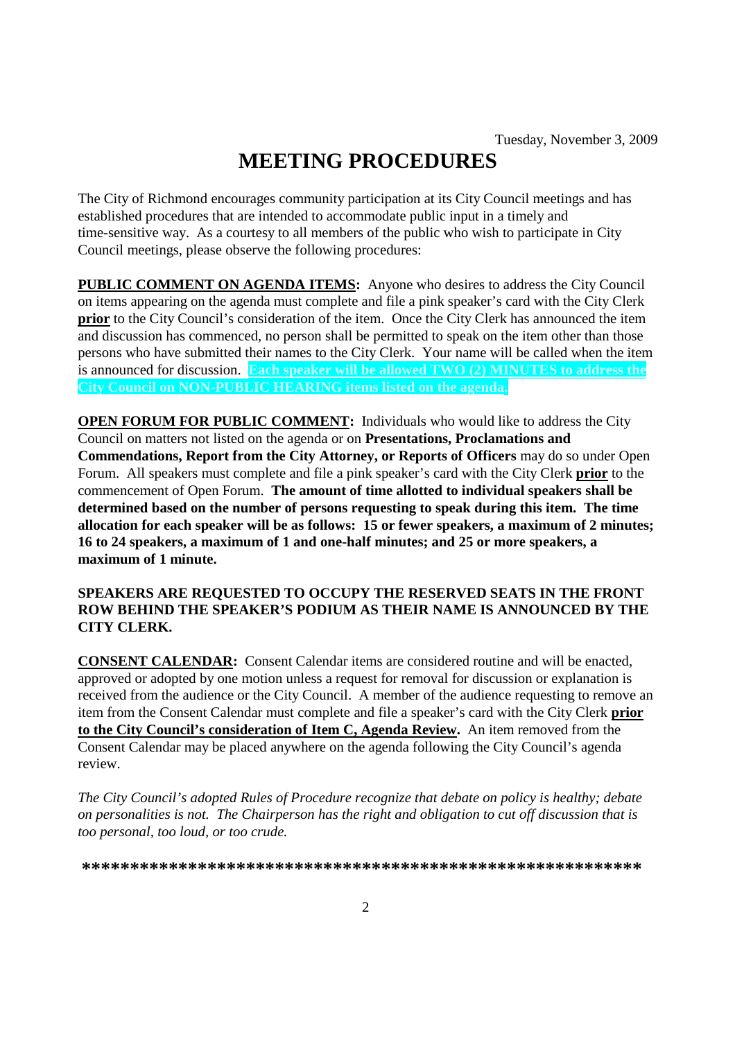Tuesday, November 3, 2009

# MEETING PROCEDURES

The City of Richmond encourages community participation at its City Council meetings and has established procedures that are intended to accommodate public input in a timely and time-sensitive way. As a courtesy to all members of the public who wish to participate in City Council meetings, please observe the following procedures:

**PUBLIC COMMENT ON AGENDA ITEMS:** Anyone who desires to address the City Council on items appearing on the agenda must complete and file a pink speaker's card with the City Clerk **prior** to the City Council's consideration of the item. Once the City Clerk has announced the item and discussion has commenced, no person shall be permitted to speak on the item other than those persons who have submitted their names to the City Clerk. Your name will be called when the item is announced for discussion. **Each speaker will be allowed TWO (2) MINUTES to address the City Council on NON-PUBLIC HEARING items listed on the agenda.**

**OPEN FORUM FOR PUBLIC COMMENT:** Individuals who would like to address the City Council on matters not listed on the agenda or on **Presentations, Proclamations and Commendations, Report from the City Attorney, or Reports of Officers** may do so under Open Forum. All speakers must complete and file a pink speaker's card with the City Clerk **prior** to the commencement of Open Forum. **The amount of time allotted to individual speakers shall be determined based on the number of persons requesting to speak during this item. The time allocation for each speaker will be as follows: 15 or fewer speakers, a maximum of 2 minutes; 16 to 24 speakers, a maximum of 1 and one-half minutes; and 25 or more speakers, a maximum of 1 minute.**

**SPEAKERS ARE REQUESTED TO OCCUPY THE RESERVED SEATS IN THE FRONT ROW BEHIND THE SPEAKER'S PODIUM AS THEIR NAME IS ANNOUNCED BY THE CITY CLERK.**

**CONSENT CALENDAR:** Consent Calendar items are considered routine and will be enacted, approved or adopted by one motion unless a request for removal for discussion or explanation is received from the audience or the City Council. A member of the audience requesting to remove an item from the Consent Calendar must complete and file a speaker's card with the City Clerk **prior to the City Council's consideration of Item C, Agenda Review.** An item removed from the Consent Calendar may be placed anywhere on the agenda following the City Council's agenda review.

*The City Council's adopted Rules of Procedure recognize that debate on policy is healthy; debate on personalities is not. The Chairperson has the right and obligation to cut off discussion that is too personal, too loud, or too crude.*

**************************************************************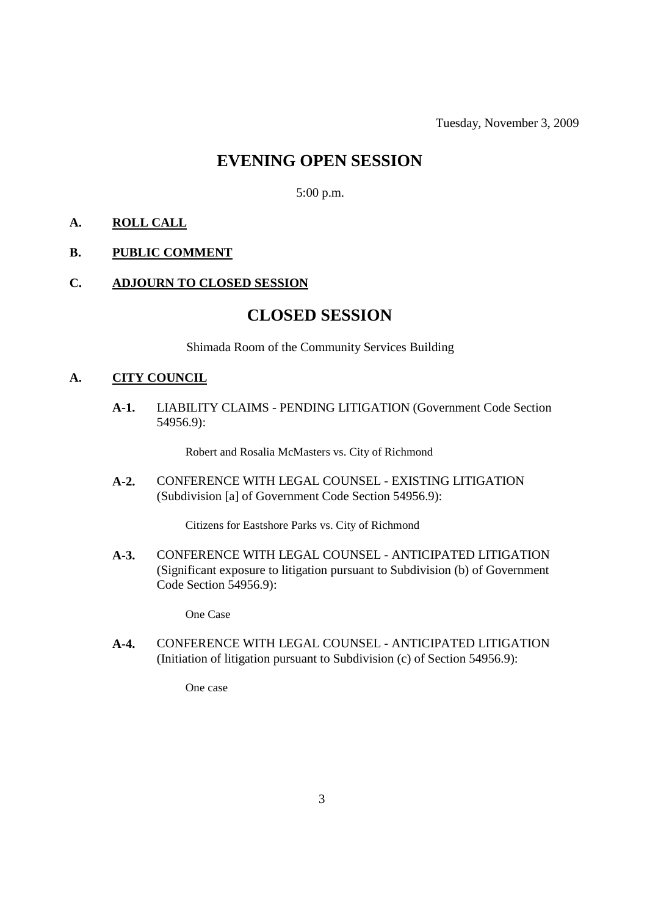Tuesday, November 3, 2009

# EVENING OPEN SESSION

5:00 p.m.

**A. ROLL CALL**

**B. PUBLIC COMMENT**

**C. ADJOURN TO CLOSED SESSION**

# CLOSED SESSION

Shimada Room of the Community Services Building

**A. CITY COUNCIL**

**A-1.** LIABILITY CLAIMS - PENDING LITIGATION (Government Code Section 54956.9):

Robert and Rosalia McMasters vs. City of Richmond

**A-2.** CONFERENCE WITH LEGAL COUNSEL - EXISTING LITIGATION (Subdivision [a] of Government Code Section 54956.9):

Citizens for Eastshore Parks vs. City of Richmond

**A-3.** CONFERENCE WITH LEGAL COUNSEL - ANTICIPATED LITIGATION (Significant exposure to litigation pursuant to Subdivision (b) of Government Code Section 54956.9):

One Case

**A-4.** CONFERENCE WITH LEGAL COUNSEL - ANTICIPATED LITIGATION (Initiation of litigation pursuant to Subdivision (c) of Section 54956.9):

One case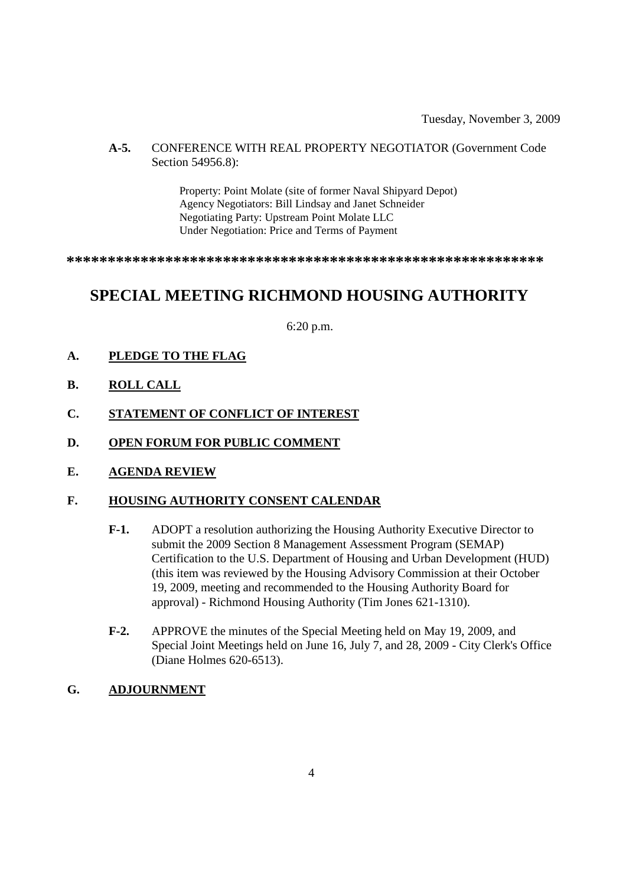Tuesday, November 3, 2009

**A-5.** CONFERENCE WITH REAL PROPERTY NEGOTIATOR (Government Code Section 54956.8):

Property: Point Molate (site of former Naval Shipyard Depot)
Agency Negotiators: Bill Lindsay and Janet Schneider
Negotiating Party: Upstream Point Molate LLC
Under Negotiation: Price and Terms of Payment

**************************************************************

# SPECIAL MEETING RICHMOND HOUSING AUTHORITY

6:20 p.m.

**A. PLEDGE TO THE FLAG**

**B. ROLL CALL**

**C. STATEMENT OF CONFLICT OF INTEREST**

**D. OPEN FORUM FOR PUBLIC COMMENT**

**E. AGENDA REVIEW**

**F. HOUSING AUTHORITY CONSENT CALENDAR**

**F-1.** ADOPT a resolution authorizing the Housing Authority Executive Director to submit the 2009 Section 8 Management Assessment Program (SEMAP) Certification to the U.S. Department of Housing and Urban Development (HUD) (this item was reviewed by the Housing Advisory Commission at their October 19, 2009, meeting and recommended to the Housing Authority Board for approval) - Richmond Housing Authority (Tim Jones 621-1310).

**F-2.** APPROVE the minutes of the Special Meeting held on May 19, 2009, and Special Joint Meetings held on June 16, July 7, and 28, 2009 - City Clerk's Office (Diane Holmes 620-6513).

**G. ADJOURNMENT**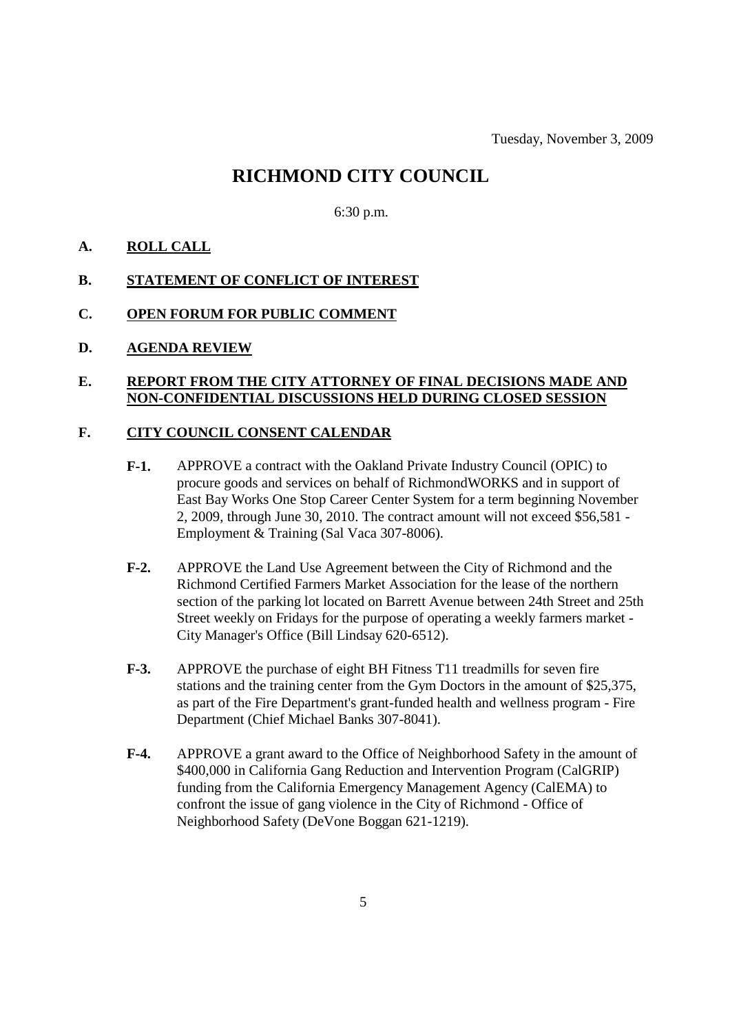Tuesday, November 3, 2009

# RICHMOND CITY COUNCIL

6:30 p.m.

**A. ROLL CALL**

**B. STATEMENT OF CONFLICT OF INTEREST**

**C. OPEN FORUM FOR PUBLIC COMMENT**

**D. AGENDA REVIEW**

**E. REPORT FROM THE CITY ATTORNEY OF FINAL DECISIONS MADE AND NON-CONFIDENTIAL DISCUSSIONS HELD DURING CLOSED SESSION**

**F. CITY COUNCIL CONSENT CALENDAR**

**F-1.** APPROVE a contract with the Oakland Private Industry Council (OPIC) to procure goods and services on behalf of RichmondWORKS and in support of East Bay Works One Stop Career Center System for a term beginning November 2, 2009, through June 30, 2010. The contract amount will not exceed \$56,581 - Employment & Training (Sal Vaca 307-8006).

**F-2.** APPROVE the Land Use Agreement between the City of Richmond and the Richmond Certified Farmers Market Association for the lease of the northern section of the parking lot located on Barrett Avenue between 24th Street and 25th Street weekly on Fridays for the purpose of operating a weekly farmers market - City Manager's Office (Bill Lindsay 620-6512).

**F-3.** APPROVE the purchase of eight BH Fitness T11 treadmills for seven fire stations and the training center from the Gym Doctors in the amount of \$25,375, as part of the Fire Department's grant-funded health and wellness program - Fire Department (Chief Michael Banks 307-8041).

**F-4.** APPROVE a grant award to the Office of Neighborhood Safety in the amount of \$400,000 in California Gang Reduction and Intervention Program (CalGRIP) funding from the California Emergency Management Agency (CalEMA) to confront the issue of gang violence in the City of Richmond - Office of Neighborhood Safety (DeVone Boggan 621-1219).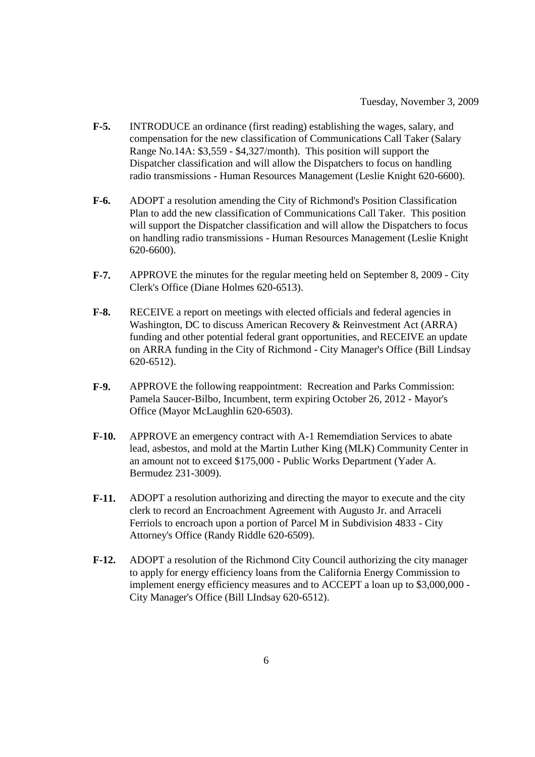Tuesday, November 3, 2009

**F-5.** INTRODUCE an ordinance (first reading) establishing the wages, salary, and compensation for the new classification of Communications Call Taker (Salary Range No.14A: $3,559 - $4,327/month). This position will support the Dispatcher classification and will allow the Dispatchers to focus on handling radio transmissions - Human Resources Management (Leslie Knight 620-6600).

**F-6.** ADOPT a resolution amending the City of Richmond's Position Classification Plan to add the new classification of Communications Call Taker. This position will support the Dispatcher classification and will allow the Dispatchers to focus on handling radio transmissions - Human Resources Management (Leslie Knight 620-6600).

**F-7.** APPROVE the minutes for the regular meeting held on September 8, 2009 - City Clerk's Office (Diane Holmes 620-6513).

**F-8.** RECEIVE a report on meetings with elected officials and federal agencies in Washington, DC to discuss American Recovery & Reinvestment Act (ARRA) funding and other potential federal grant opportunities, and RECEIVE an update on ARRA funding in the City of Richmond - City Manager's Office (Bill Lindsay 620-6512).

**F-9.** APPROVE the following reappointment: Recreation and Parks Commission: Pamela Saucer-Bilbo, Incumbent, term expiring October 26, 2012 - Mayor's Office (Mayor McLaughlin 620-6503).

**F-10.** APPROVE an emergency contract with A-1 Rememdiation Services to abate lead, asbestos, and mold at the Martin Luther King (MLK) Community Center in an amount not to exceed $175,000 - Public Works Department (Yader A. Bermudez 231-3009).

**F-11.** ADOPT a resolution authorizing and directing the mayor to execute and the city clerk to record an Encroachment Agreement with Augusto Jr. and Arraceli Ferriols to encroach upon a portion of Parcel M in Subdivision 4833 - City Attorney's Office (Randy Riddle 620-6509).

**F-12.** ADOPT a resolution of the Richmond City Council authorizing the city manager to apply for energy efficiency loans from the California Energy Commission to implement energy efficiency measures and to ACCEPT a loan up to $3,000,000 - City Manager's Office (Bill LIndsay 620-6512).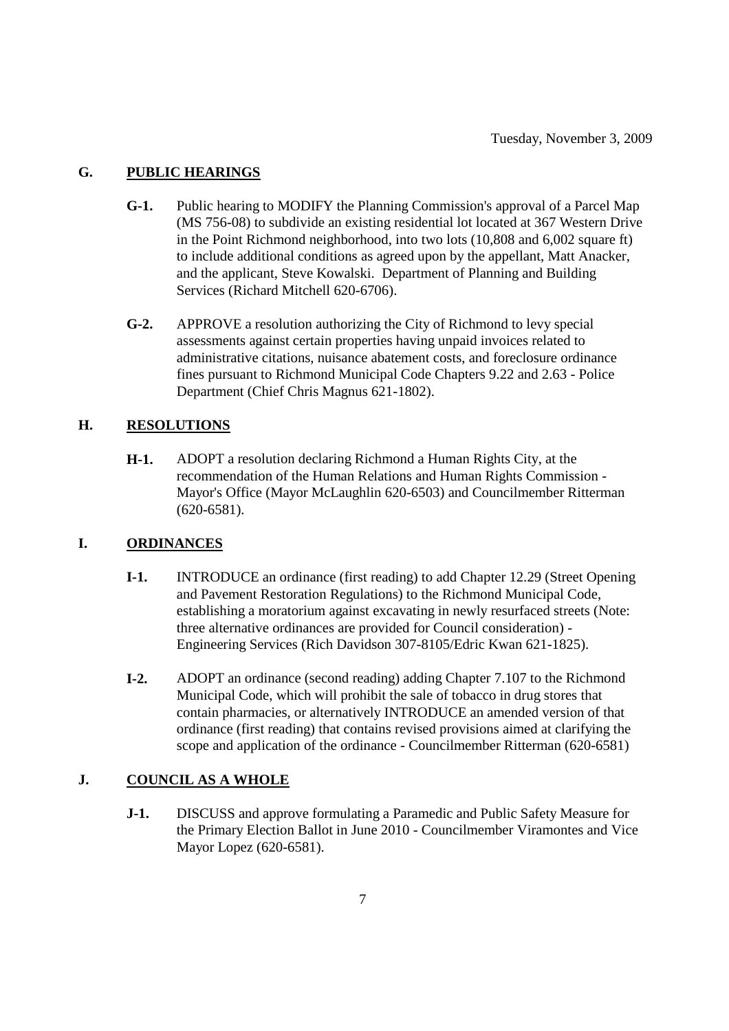Tuesday, November 3, 2009

## G. PUBLIC HEARINGS

**G-1.** Public hearing to MODIFY the Planning Commission's approval of a Parcel Map (MS 756-08) to subdivide an existing residential lot located at 367 Western Drive in the Point Richmond neighborhood, into two lots (10,808 and 6,002 square ft) to include additional conditions as agreed upon by the appellant, Matt Anacker, and the applicant, Steve Kowalski. Department of Planning and Building Services (Richard Mitchell 620-6706).

**G-2.** APPROVE a resolution authorizing the City of Richmond to levy special assessments against certain properties having unpaid invoices related to administrative citations, nuisance abatement costs, and foreclosure ordinance fines pursuant to Richmond Municipal Code Chapters 9.22 and 2.63 - Police Department (Chief Chris Magnus 621-1802).

## H. RESOLUTIONS

**H-1.** ADOPT a resolution declaring Richmond a Human Rights City, at the recommendation of the Human Relations and Human Rights Commission - Mayor's Office (Mayor McLaughlin 620-6503) and Councilmember Ritterman (620-6581).

## I. ORDINANCES

**I-1.** INTRODUCE an ordinance (first reading) to add Chapter 12.29 (Street Opening and Pavement Restoration Regulations) to the Richmond Municipal Code, establishing a moratorium against excavating in newly resurfaced streets (Note: three alternative ordinances are provided for Council consideration) - Engineering Services (Rich Davidson 307-8105/Edric Kwan 621-1825).

**I-2.** ADOPT an ordinance (second reading) adding Chapter 7.107 to the Richmond Municipal Code, which will prohibit the sale of tobacco in drug stores that contain pharmacies, or alternatively INTRODUCE an amended version of that ordinance (first reading) that contains revised provisions aimed at clarifying the scope and application of the ordinance - Councilmember Ritterman (620-6581)

## J. COUNCIL AS A WHOLE

**J-1.** DISCUSS and approve formulating a Paramedic and Public Safety Measure for the Primary Election Ballot in June 2010 - Councilmember Viramontes and Vice Mayor Lopez (620-6581).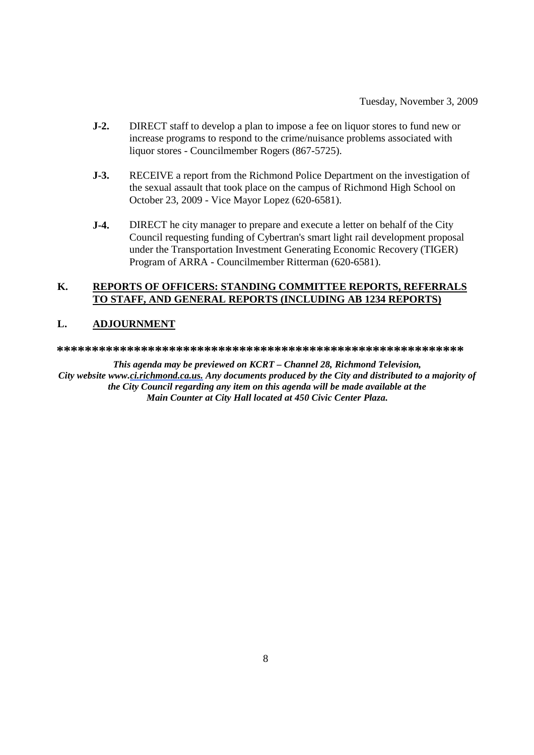Tuesday, November 3, 2009

**J-2.** DIRECT staff to develop a plan to impose a fee on liquor stores to fund new or increase programs to respond to the crime/nuisance problems associated with liquor stores - Councilmember Rogers (867-5725).

**J-3.** RECEIVE a report from the Richmond Police Department on the investigation of the sexual assault that took place on the campus of Richmond High School on October 23, 2009 - Vice Mayor Lopez (620-6581).

**J-4.** DIRECT he city manager to prepare and execute a letter on behalf of the City Council requesting funding of Cybertran's smart light rail development proposal under the Transportation Investment Generating Economic Recovery (TIGER) Program of ARRA - Councilmember Ritterman (620-6581).

## K. REPORTS OF OFFICERS: STANDING COMMITTEE REPORTS, REFERRALS TO STAFF, AND GENERAL REPORTS (INCLUDING AB 1234 REPORTS)

## L. ADJOURNMENT

**************************************************************

***This agenda may be previewed on KCRT – Channel 28, Richmond Television, City website www.ci.richmond.ca.us. Any documents produced by the City and distributed to a majority of the City Council regarding any item on this agenda will be made available at the Main Counter at City Hall located at 450 Civic Center Plaza.***